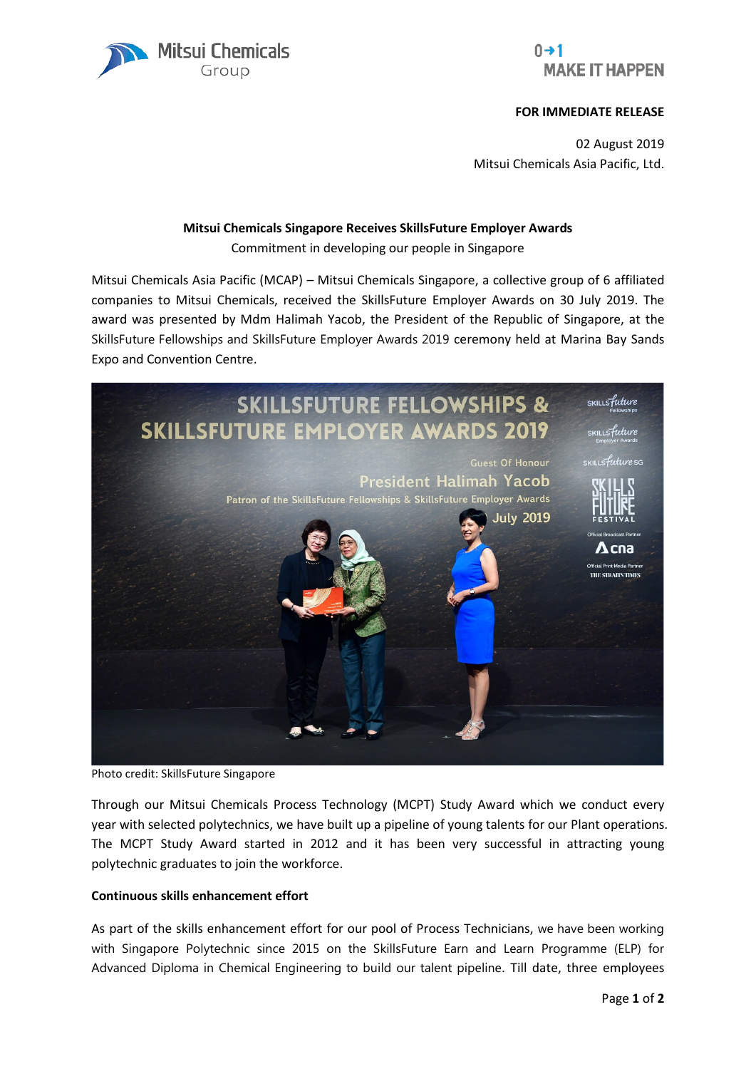**FOR IMMEDIATE RELEASE**

02 August 2019
Mitsui Chemicals Asia Pacific, Ltd.

**Mitsui Chemicals Singapore Receives SkillsFuture Employer Awards**

Commitment in developing our people in Singapore

Mitsui Chemicals Asia Pacific (MCAP) – Mitsui Chemicals Singapore, a collective group of 6 affiliated companies to Mitsui Chemicals, received the SkillsFuture Employer Awards on 30 July 2019. The award was presented by Mdm Halimah Yacob, the President of the Republic of Singapore, at the SkillsFuture Fellowships and SkillsFuture Employer Awards 2019 ceremony held at Marina Bay Sands Expo and Convention Centre.

Photo credit: SkillsFuture Singapore

Through our Mitsui Chemicals Process Technology (MCPT) Study Award which we conduct every year with selected polytechnics, we have built up a pipeline of young talents for our Plant operations. The MCPT Study Award started in 2012 and it has been very successful in attracting young polytechnic graduates to join the workforce.

**Continuous skills enhancement effort**

As part of the skills enhancement effort for our pool of Process Technicians, we have been working with Singapore Polytechnic since 2015 on the SkillsFuture Earn and Learn Programme (ELP) for Advanced Diploma in Chemical Engineering to build our talent pipeline. Till date, three employees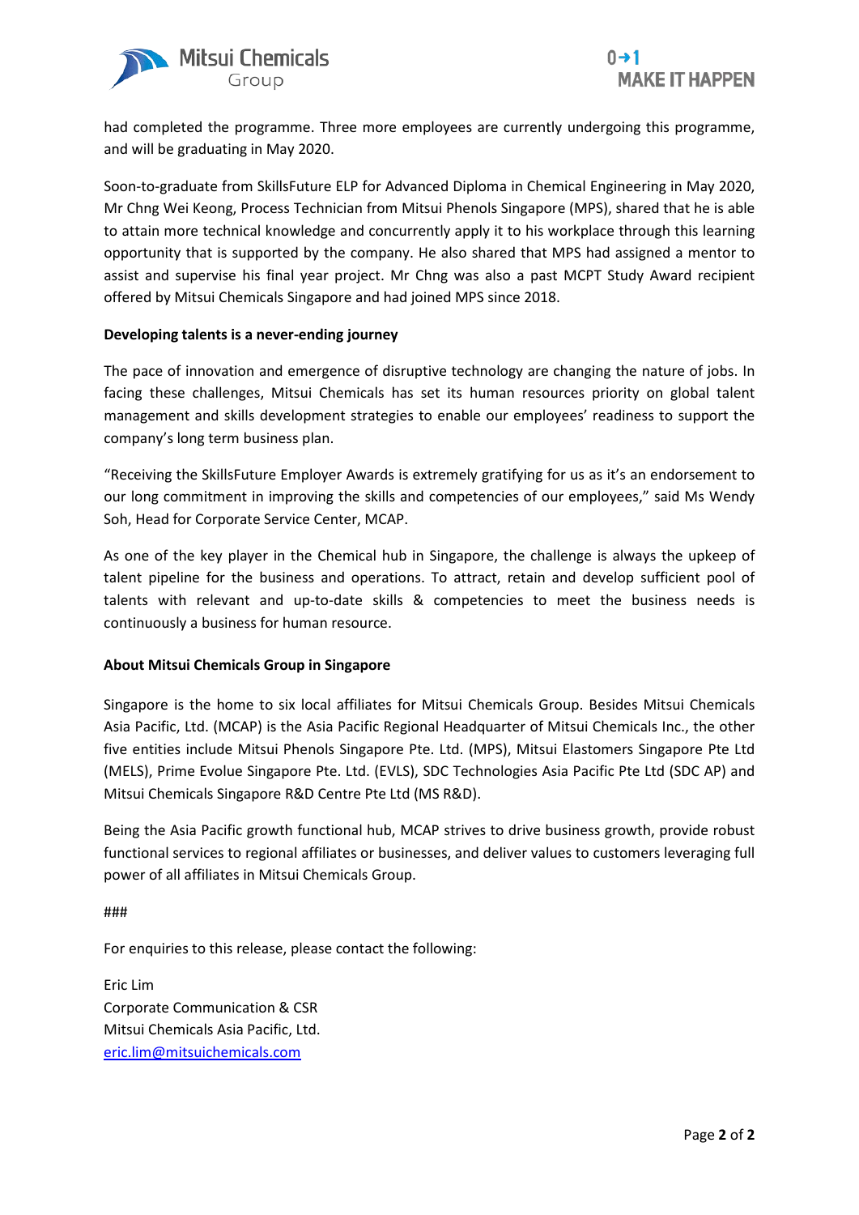had completed the programme. Three more employees are currently undergoing this programme, and will be graduating in May 2020.

Soon-to-graduate from SkillsFuture ELP for Advanced Diploma in Chemical Engineering in May 2020, Mr Chng Wei Keong, Process Technician from Mitsui Phenols Singapore (MPS), shared that he is able to attain more technical knowledge and concurrently apply it to his workplace through this learning opportunity that is supported by the company. He also shared that MPS had assigned a mentor to assist and supervise his final year project. Mr Chng was also a past MCPT Study Award recipient offered by Mitsui Chemicals Singapore and had joined MPS since 2018.

**Developing talents is a never-ending journey**

The pace of innovation and emergence of disruptive technology are changing the nature of jobs. In facing these challenges, Mitsui Chemicals has set its human resources priority on global talent management and skills development strategies to enable our employees' readiness to support the company's long term business plan.

"Receiving the SkillsFuture Employer Awards is extremely gratifying for us as it's an endorsement to our long commitment in improving the skills and competencies of our employees," said Ms Wendy Soh, Head for Corporate Service Center, MCAP.

As one of the key player in the Chemical hub in Singapore, the challenge is always the upkeep of talent pipeline for the business and operations. To attract, retain and develop sufficient pool of talents with relevant and up-to-date skills & competencies to meet the business needs is continuously a business for human resource.

**About Mitsui Chemicals Group in Singapore**

Singapore is the home to six local affiliates for Mitsui Chemicals Group. Besides Mitsui Chemicals Asia Pacific, Ltd. (MCAP) is the Asia Pacific Regional Headquarter of Mitsui Chemicals Inc., the other five entities include Mitsui Phenols Singapore Pte. Ltd. (MPS), Mitsui Elastomers Singapore Pte Ltd (MELS), Prime Evolue Singapore Pte. Ltd. (EVLS), SDC Technologies Asia Pacific Pte Ltd (SDC AP) and Mitsui Chemicals Singapore R&D Centre Pte Ltd (MS R&D).

Being the Asia Pacific growth functional hub, MCAP strives to drive business growth, provide robust functional services to regional affiliates or businesses, and deliver values to customers leveraging full power of all affiliates in Mitsui Chemicals Group.

###

For enquiries to this release, please contact the following:

Eric Lim
Corporate Communication & CSR
Mitsui Chemicals Asia Pacific, Ltd.
eric.lim@mitsuichemicals.com